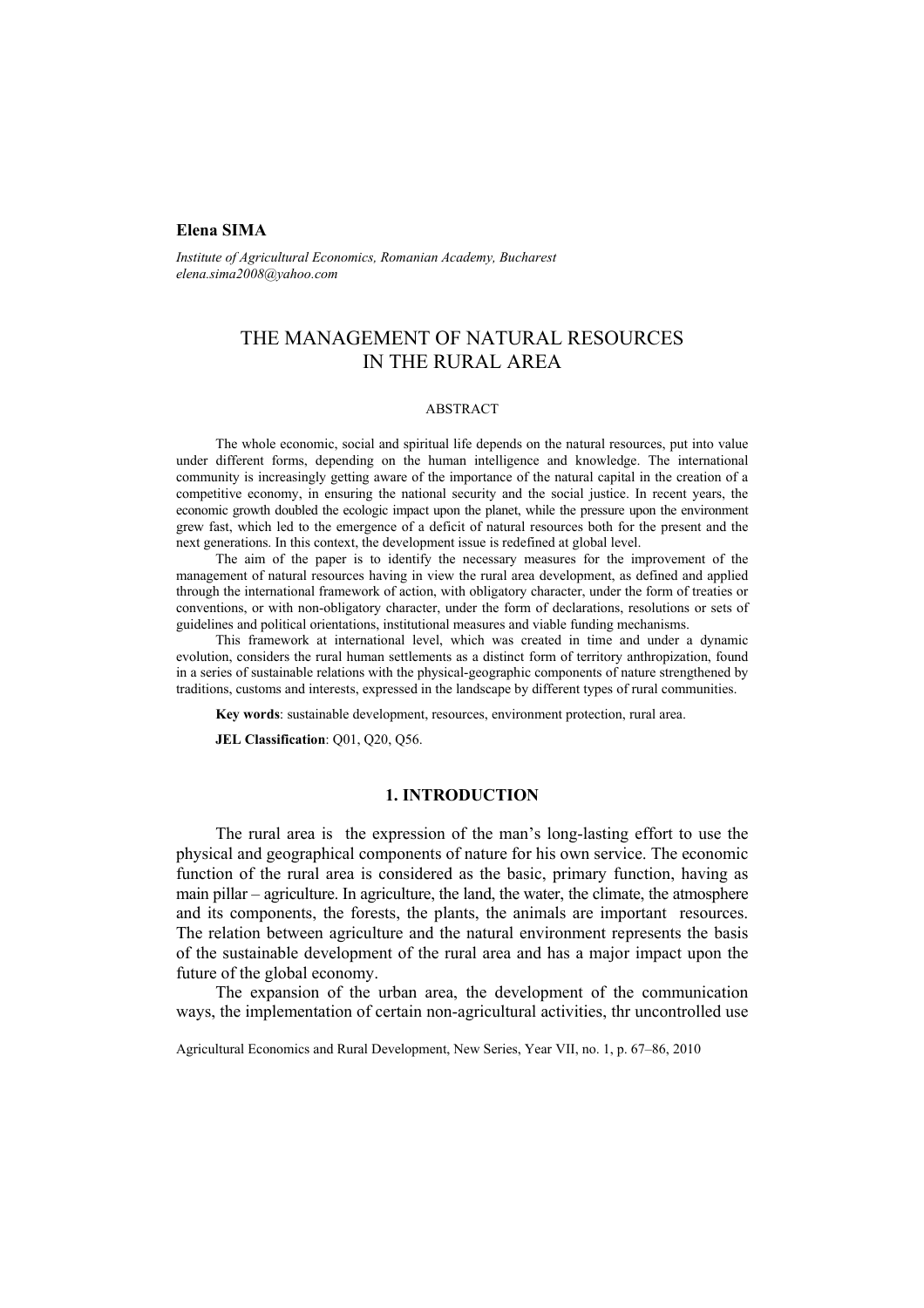**Elena SIMA**

*Institute of Agricultural Economics, Romanian Academy, Bucharest*
*elena.sima2008@yahoo.com*

# THE MANAGEMENT OF NATURAL RESOURCES IN THE RURAL AREA

ABSTRACT

The whole economic, social and spiritual life depends on the natural resources, put into value under different forms, depending on the human intelligence and knowledge. The international community is increasingly getting aware of the importance of the natural capital in the creation of a competitive economy, in ensuring the national security and the social justice. In recent years, the economic growth doubled the ecologic impact upon the planet, while the pressure upon the environment grew fast, which led to the emergence of a deficit of natural resources both for the present and the next generations. In this context, the development issue is redefined at global level.

The aim of the paper is to identify the necessary measures for the improvement of the management of natural resources having in view the rural area development, as defined and applied through the international framework of action, with obligatory character, under the form of treaties or conventions, or with non-obligatory character, under the form of declarations, resolutions or sets of guidelines and political orientations, institutional measures and viable funding mechanisms.

This framework at international level, which was created in time and under a dynamic evolution, considers the rural human settlements as a distinct form of territory anthropization, found in a series of sustainable relations with the physical-geographic components of nature strengthened by traditions, customs and interests, expressed in the landscape by different types of rural communities.

**Key words**: sustainable development, resources, environment protection, rural area.

**JEL Classification**: Q01, Q20, Q56.

## 1. INTRODUCTION

The rural area is the expression of the man's long-lasting effort to use the physical and geographical components of nature for his own service. The economic function of the rural area is considered as the basic, primary function, having as main pillar – agriculture. In agriculture, the land, the water, the climate, the atmosphere and its components, the forests, the plants, the animals are important resources. The relation between agriculture and the natural environment represents the basis of the sustainable development of the rural area and has a major impact upon the future of the global economy.

The expansion of the urban area, the development of the communication ways, the implementation of certain non-agricultural activities, thr uncontrolled use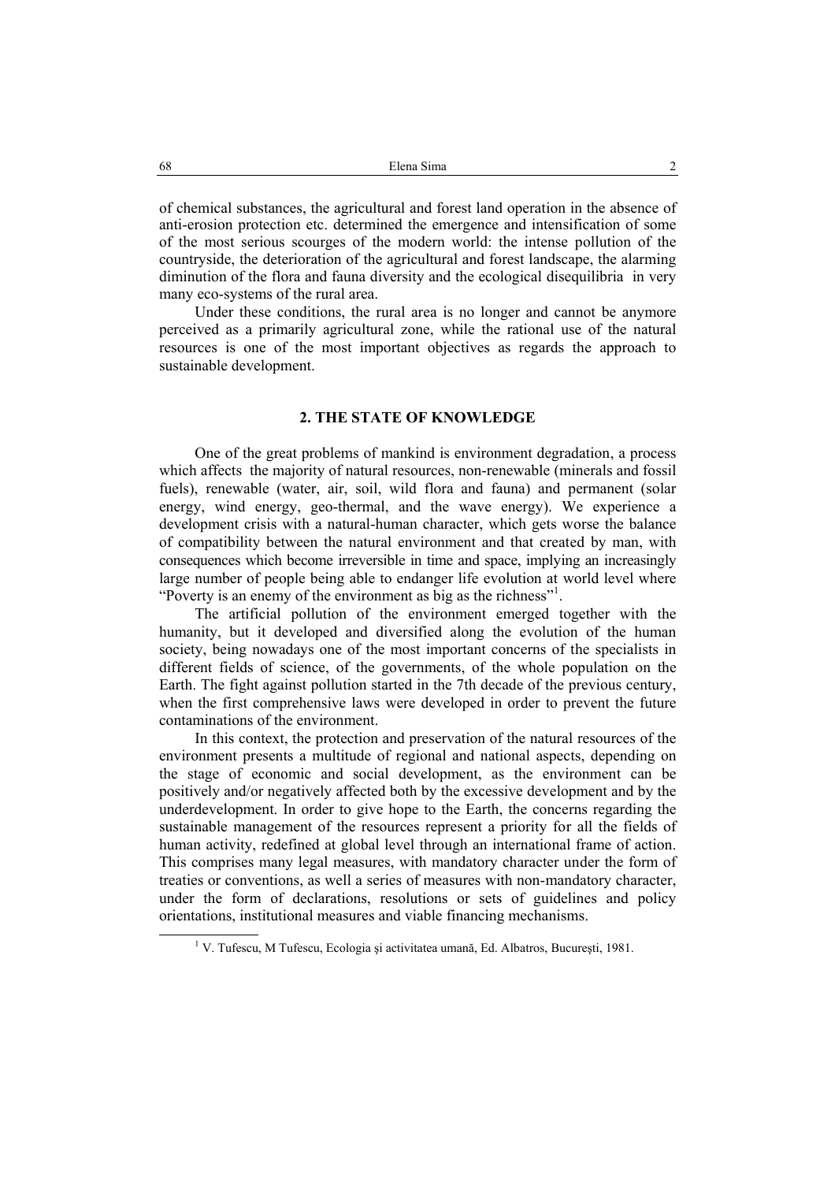of chemical substances, the agricultural and forest land operation in the absence of anti-erosion protection etc. determined the emergence and intensification of some of the most serious scourges of the modern world: the intense pollution of the countryside, the deterioration of the agricultural and forest landscape, the alarming diminution of the flora and fauna diversity and the ecological disequilibria in very many eco-systems of the rural area.

Under these conditions, the rural area is no longer and cannot be anymore perceived as a primarily agricultural zone, while the rational use of the natural resources is one of the most important objectives as regards the approach to sustainable development.

## 2. THE STATE OF KNOWLEDGE

One of the great problems of mankind is environment degradation, a process which affects the majority of natural resources, non-renewable (minerals and fossil fuels), renewable (water, air, soil, wild flora and fauna) and permanent (solar energy, wind energy, geo-thermal, and the wave energy). We experience a development crisis with a natural-human character, which gets worse the balance of compatibility between the natural environment and that created by man, with consequences which become irreversible in time and space, implying an increasingly large number of people being able to endanger life evolution at world level where "Poverty is an enemy of the environment as big as the richness"[1].

The artificial pollution of the environment emerged together with the humanity, but it developed and diversified along the evolution of the human society, being nowadays one of the most important concerns of the specialists in different fields of science, of the governments, of the whole population on the Earth. The fight against pollution started in the 7th decade of the previous century, when the first comprehensive laws were developed in order to prevent the future contaminations of the environment.

In this context, the protection and preservation of the natural resources of the environment presents a multitude of regional and national aspects, depending on the stage of economic and social development, as the environment can be positively and/or negatively affected both by the excessive development and by the underdevelopment. In order to give hope to the Earth, the concerns regarding the sustainable management of the resources represent a priority for all the fields of human activity, redefined at global level through an international frame of action. This comprises many legal measures, with mandatory character under the form of treaties or conventions, as well a series of measures with non-mandatory character, under the form of declarations, resolutions or sets of guidelines and policy orientations, institutional measures and viable financing mechanisms.

[1] V. Tufescu, M Tufescu, Ecologia şi activitatea umană, Ed. Albatros, Bucureşti, 1981.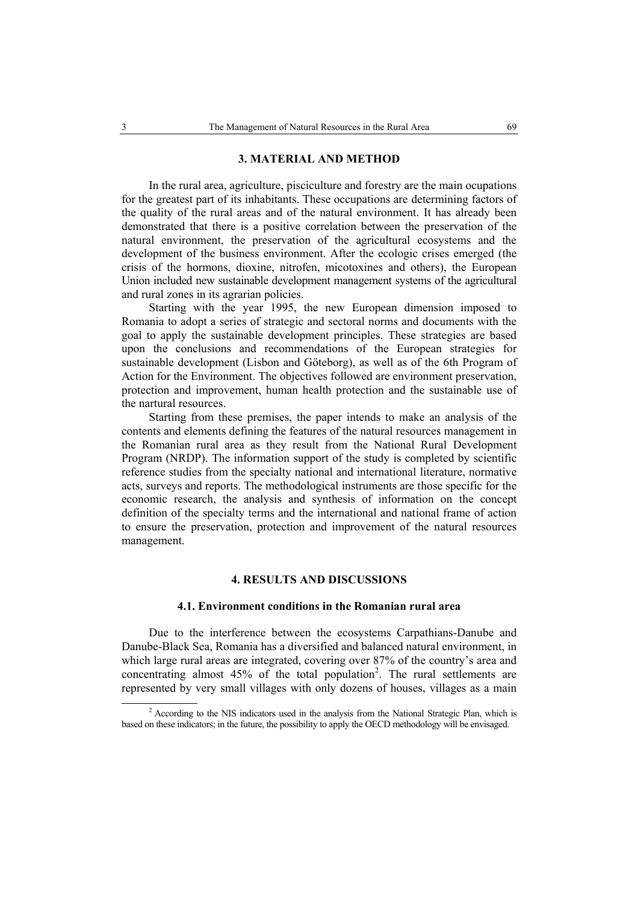## 3. MATERIAL AND METHOD

In the rural area, agriculture, pisciculture and forestry are the main ocupations for the greatest part of its inhabitants. These occupations are determining factors of the quality of the rural areas and of the natural environment. It has already been demonstrated that there is a positive correlation between the preservation of the natural environment, the preservation of the agricultural ecosystems and the development of the business environment. After the ecologic crises emerged (the crisis of the hormons, dioxine, nitrofen, micotoxines and others), the European Union included new sustainable development management systems of the agricultural and rural zones in its agrarian policies.

Starting with the year 1995, the new European dimension imposed to Romania to adopt a series of strategic and sectoral norms and documents with the goal to apply the sustainable development principles. These strategies are based upon the conclusions and recommendations of the European strategies for sustainable development (Lisbon and Göteborg), as well as of the 6th Program of Action for the Environment. The objectives followed are environment preservation, protection and improvement, human health protection and the sustainable use of the nartural resources.

Starting from these premises, the paper intends to make an analysis of the contents and elements defining the features of the natural resources management in the Romanian rural area as they result from the National Rural Development Program (NRDP). The information support of the study is completed by scientific reference studies from the specialty national and international literature, normative acts, surveys and reports. The methodological instruments are those specific for the economic research, the analysis and synthesis of information on the concept definition of the specialty terms and the international and national frame of action to ensure the preservation, protection and improvement of the natural resources management.

## 4. RESULTS AND DISCUSSIONS

### 4.1. Environment conditions in the Romanian rural area

Due to the interference between the ecosystems Carpathians-Danube and Danube-Black Sea, Romania has a diversified and balanced natural environment, in which large rural areas are integrated, covering over 87% of the country's area and concentrating almost 45% of the total population[2]. The rural settlements are represented by very small villages with only dozens of houses, villages as a main

[2] According to the NIS indicators used in the analysis from the National Strategic Plan, which is based on these indicators; in the future, the possibility to apply the OECD methodology will be envisaged.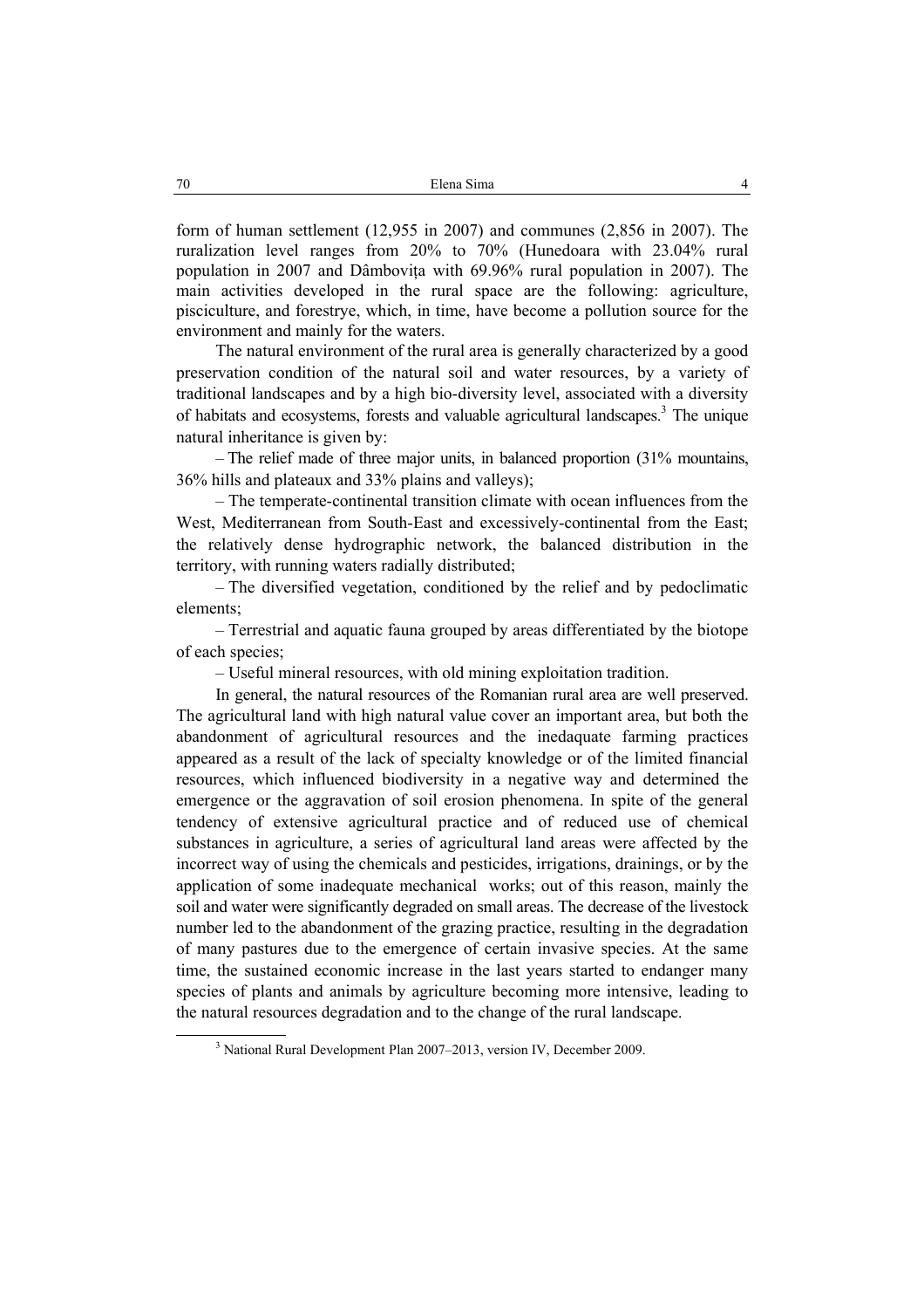form of human settlement (12,955 in 2007) and communes (2,856 in 2007). The ruralization level ranges from 20% to 70% (Hunedoara with 23.04% rural population in 2007 and Dâmbovița with 69.96% rural population in 2007). The main activities developed in the rural space are the following: agriculture, pisciculture, and forestrye, which, in time, have become a pollution source for the environment and mainly for the waters.

The natural environment of the rural area is generally characterized by a good preservation condition of the natural soil and water resources, by a variety of traditional landscapes and by a high bio-diversity level, associated with a diversity of habitats and ecosystems, forests and valuable agricultural landscapes.[3] The unique natural inheritance is given by:

– The relief made of three major units, in balanced proportion (31% mountains, 36% hills and plateaux and 33% plains and valleys);

– The temperate-continental transition climate with ocean influences from the West, Mediterranean from South-East and excessively-continental from the East; the relatively dense hydrographic network, the balanced distribution in the territory, with running waters radially distributed;

– The diversified vegetation, conditioned by the relief and by pedoclimatic elements;

– Terrestrial and aquatic fauna grouped by areas differentiated by the biotope of each species;

– Useful mineral resources, with old mining exploitation tradition.

In general, the natural resources of the Romanian rural area are well preserved. The agricultural land with high natural value cover an important area, but both the abandonment of agricultural resources and the inedaquate farming practices appeared as a result of the lack of specialty knowledge or of the limited financial resources, which influenced biodiversity in a negative way and determined the emergence or the aggravation of soil erosion phenomena. In spite of the general tendency of extensive agricultural practice and of reduced use of chemical substances in agriculture, a series of agricultural land areas were affected by the incorrect way of using the chemicals and pesticides, irrigations, drainings, or by the application of some inadequate mechanical works; out of this reason, mainly the soil and water were significantly degraded on small areas. The decrease of the livestock number led to the abandonment of the grazing practice, resulting in the degradation of many pastures due to the emergence of certain invasive species. At the same time, the sustained economic increase in the last years started to endanger many species of plants and animals by agriculture becoming more intensive, leading to the natural resources degradation and to the change of the rural landscape.

---

[3] National Rural Development Plan 2007–2013, version IV, December 2009.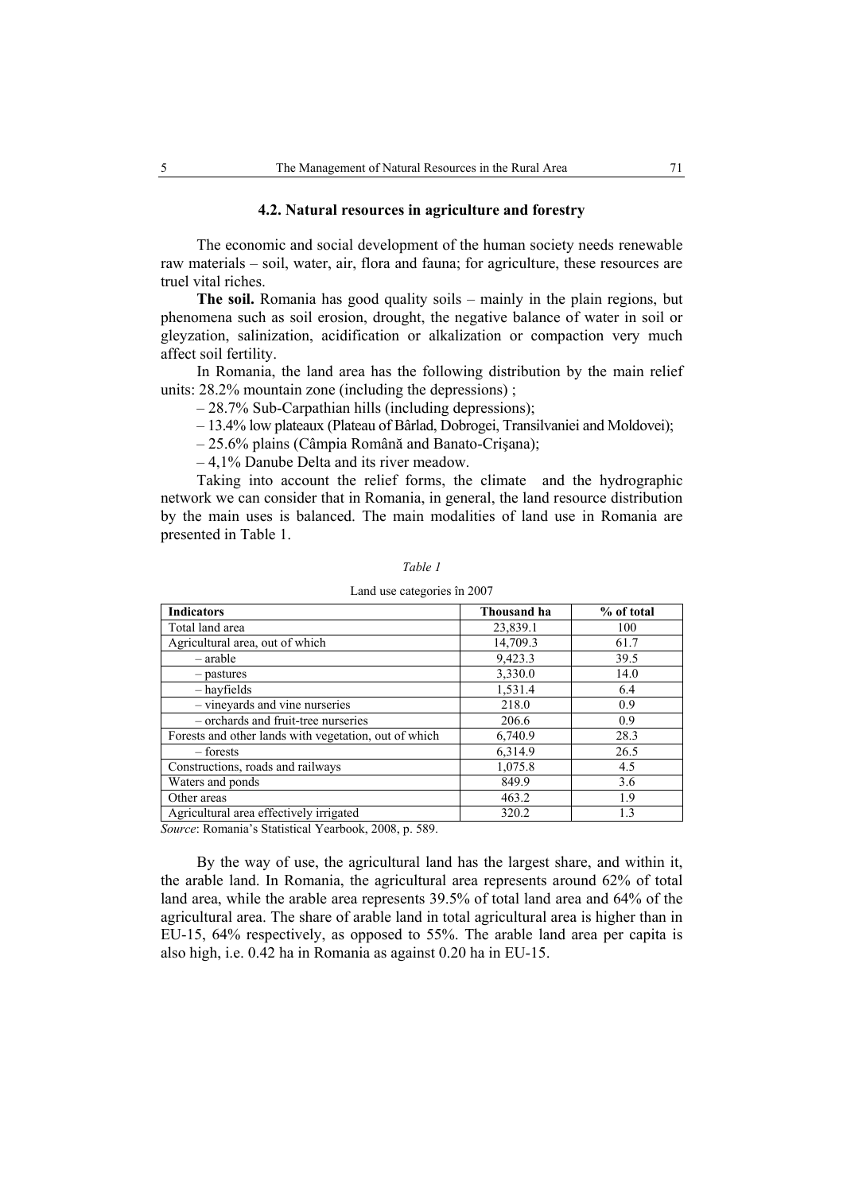### 4.2. Natural resources in agriculture and forestry

The economic and social development of the human society needs renewable raw materials – soil, water, air, flora and fauna; for agriculture, these resources are truel vital riches.

**The soil.** Romania has good quality soils – mainly in the plain regions, but phenomena such as soil erosion, drought, the negative balance of water in soil or gleyzation, salinization, acidification or alkalization or compaction very much affect soil fertility.

In Romania, the land area has the following distribution by the main relief units: 28.2% mountain zone (including the depressions) ;

– 28.7% Sub-Carpathian hills (including depressions);

– 13.4% low plateaux (Plateau of Bârlad, Dobrogei, Transilvaniei and Moldovei);

– 25.6% plains (Câmpia Română and Banato-Crişana);

– 4,1% Danube Delta and its river meadow.

Taking into account the relief forms, the climate and the hydrographic network we can consider that in Romania, in general, the land resource distribution by the main uses is balanced. The main modalities of land use in Romania are presented in Table 1.

*Table 1*

Land use categories în 2007

| Indicators | Thousand ha | % of total |
|---|---|---|
| Total land area | 23,839.1 | 100 |
| Agricultural area, out of which | 14,709.3 | 61.7 |
| – arable | 9,423.3 | 39.5 |
| – pastures | 3,330.0 | 14.0 |
| – hayfields | 1,531.4 | 6.4 |
| – vineyards and vine nurseries | 218.0 | 0.9 |
| – orchards and fruit-tree nurseries | 206.6 | 0.9 |
| Forests and other lands with vegetation, out of which | 6,740.9 | 28.3 |
| – forests | 6,314.9 | 26.5 |
| Constructions, roads and railways | 1,075.8 | 4.5 |
| Waters and ponds | 849.9 | 3.6 |
| Other areas | 463.2 | 1.9 |
| Agricultural area effectively irrigated | 320.2 | 1.3 |

*Source*: Romania's Statistical Yearbook, 2008, p. 589.

By the way of use, the agricultural land has the largest share, and within it, the arable land. In Romania, the agricultural area represents around 62% of total land area, while the arable area represents 39.5% of total land area and 64% of the agricultural area. The share of arable land in total agricultural area is higher than in EU-15, 64% respectively, as opposed to 55%. The arable land area per capita is also high, i.e. 0.42 ha in Romania as against 0.20 ha in EU-15.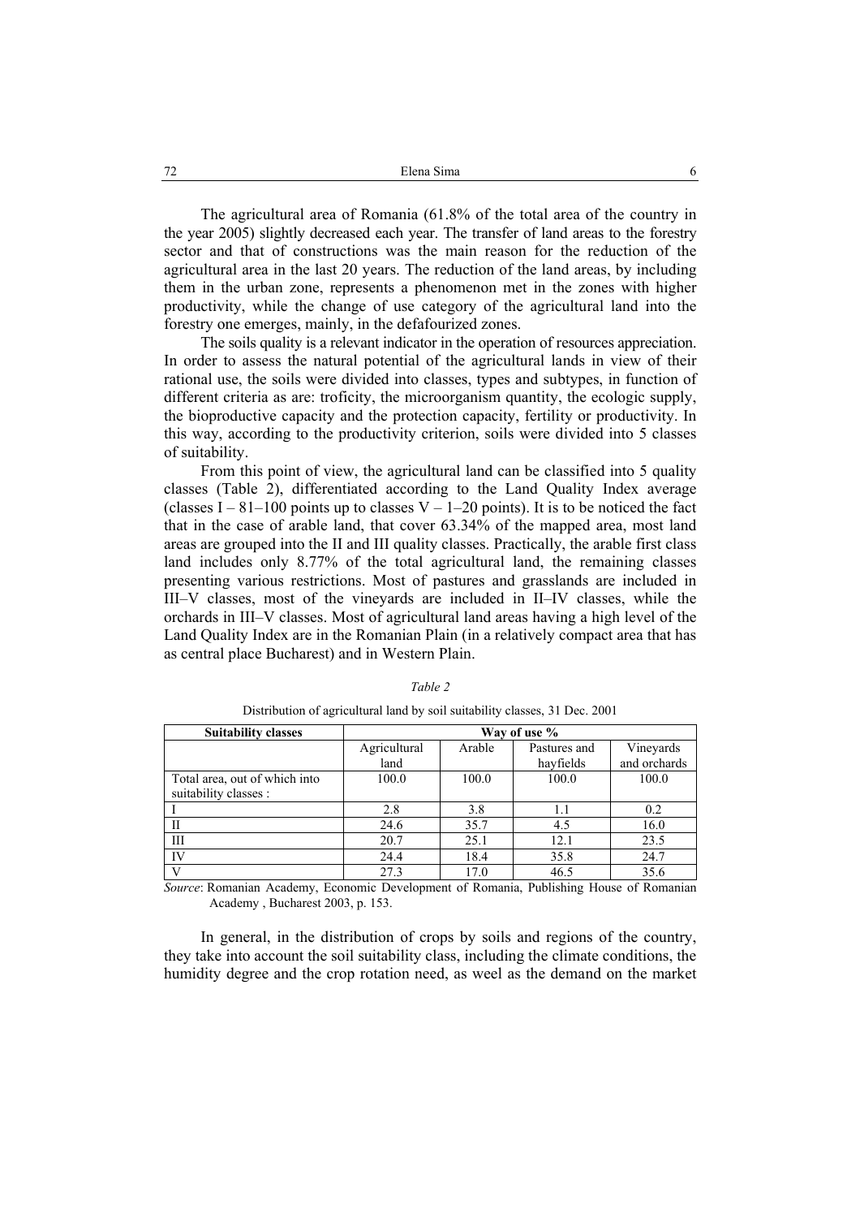The agricultural area of Romania (61.8% of the total area of the country in the year 2005) slightly decreased each year. The transfer of land areas to the forestry sector and that of constructions was the main reason for the reduction of the agricultural area in the last 20 years. The reduction of the land areas, by including them in the urban zone, represents a phenomenon met in the zones with higher productivity, while the change of use category of the agricultural land into the forestry one emerges, mainly, in the defafourized zones.

The soils quality is a relevant indicator in the operation of resources appreciation. In order to assess the natural potential of the agricultural lands in view of their rational use, the soils were divided into classes, types and subtypes, in function of different criteria as are: troficity, the microorganism quantity, the ecologic supply, the bioproductive capacity and the protection capacity, fertility or productivity. In this way, according to the productivity criterion, soils were divided into 5 classes of suitability.

From this point of view, the agricultural land can be classified into 5 quality classes (Table 2), differentiated according to the Land Quality Index average (classes I – 81–100 points up to classes V – 1–20 points). It is to be noticed the fact that in the case of arable land, that cover 63.34% of the mapped area, most land areas are grouped into the II and III quality classes. Practically, the arable first class land includes only 8.77% of the total agricultural land, the remaining classes presenting various restrictions. Most of pastures and grasslands are included in III–V classes, most of the vineyards are included in II–IV classes, while the orchards in III–V classes. Most of agricultural land areas having a high level of the Land Quality Index are in the Romanian Plain (in a relatively compact area that has as central place Bucharest) and in Western Plain.

*Table 2*

Distribution of agricultural land by soil suitability classes, 31 Dec. 2001

| Suitability classes | Way of use % | | | |
|---|---|---|---|---|
| | Agricultural land | Arable | Pastures and hayfields | Vineyards and orchards |
| Total area, out of which into suitability classes : | 100.0 | 100.0 | 100.0 | 100.0 |
| I | 2.8 | 3.8 | 1.1 | 0.2 |
| II | 24.6 | 35.7 | 4.5 | 16.0 |
| III | 20.7 | 25.1 | 12.1 | 23.5 |
| IV | 24.4 | 18.4 | 35.8 | 24.7 |
| V | 27.3 | 17.0 | 46.5 | 35.6 |

*Source*: Romanian Academy, Economic Development of Romania, Publishing House of Romanian Academy , Bucharest 2003, p. 153.

In general, in the distribution of crops by soils and regions of the country, they take into account the soil suitability class, including the climate conditions, the humidity degree and the crop rotation need, as weel as the demand on the market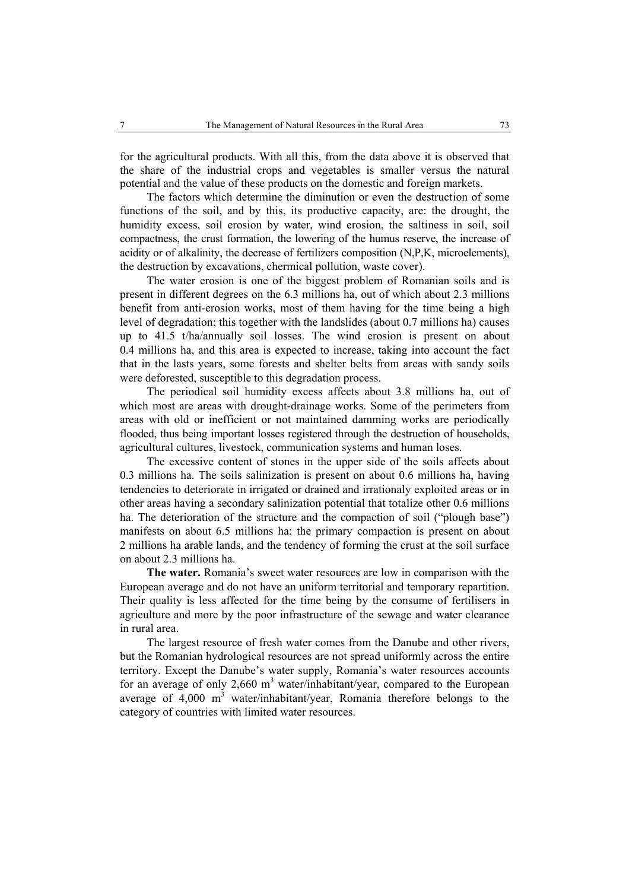for the agricultural products. With all this, from the data above it is observed that the share of the industrial crops and vegetables is smaller versus the natural potential and the value of these products on the domestic and foreign markets.

The factors which determine the diminution or even the destruction of some functions of the soil, and by this, its productive capacity, are: the drought, the humidity excess, soil erosion by water, wind erosion, the saltiness in soil, soil compactness, the crust formation, the lowering of the humus reserve, the increase of acidity or of alkalinity, the decrease of fertilizers composition (N,P,K, microelements), the destruction by excavations, chermical pollution, waste cover).

The water erosion is one of the biggest problem of Romanian soils and is present in different degrees on the 6.3 millions ha, out of which about 2.3 millions benefit from anti-erosion works, most of them having for the time being a high level of degradation; this together with the landslides (about 0.7 millions ha) causes up to 41.5 t/ha/annually soil losses. The wind erosion is present on about 0.4 millions ha, and this area is expected to increase, taking into account the fact that in the lasts years, some forests and shelter belts from areas with sandy soils were deforested, susceptible to this degradation process.

The periodical soil humidity excess affects about 3.8 millions ha, out of which most are areas with drought-drainage works. Some of the perimeters from areas with old or inefficient or not maintained damming works are periodically flooded, thus being important losses registered through the destruction of households, agricultural cultures, livestock, communication systems and human loses.

The excessive content of stones in the upper side of the soils affects about 0.3 millions ha. The soils salinization is present on about 0.6 millions ha, having tendencies to deteriorate in irrigated or drained and irrationaly exploited areas or in other areas having a secondary salinization potential that totalize other 0.6 millions ha. The deterioration of the structure and the compaction of soil ("plough base") manifests on about 6.5 millions ha; the primary compaction is present on about 2 millions ha arable lands, and the tendency of forming the crust at the soil surface on about 2.3 millions ha.

**The water.** Romania's sweet water resources are low in comparison with the European average and do not have an uniform territorial and temporary repartition. Their quality is less affected for the time being by the consume of fertilisers in agriculture and more by the poor infrastructure of the sewage and water clearance in rural area.

The largest resource of fresh water comes from the Danube and other rivers, but the Romanian hydrological resources are not spread uniformly across the entire territory. Except the Danube's water supply, Romania's water resources accounts for an average of only 2,660 $m^3$ water/inhabitant/year, compared to the European average of 4,000 $m^3$ water/inhabitant/year, Romania therefore belongs to the category of countries with limited water resources.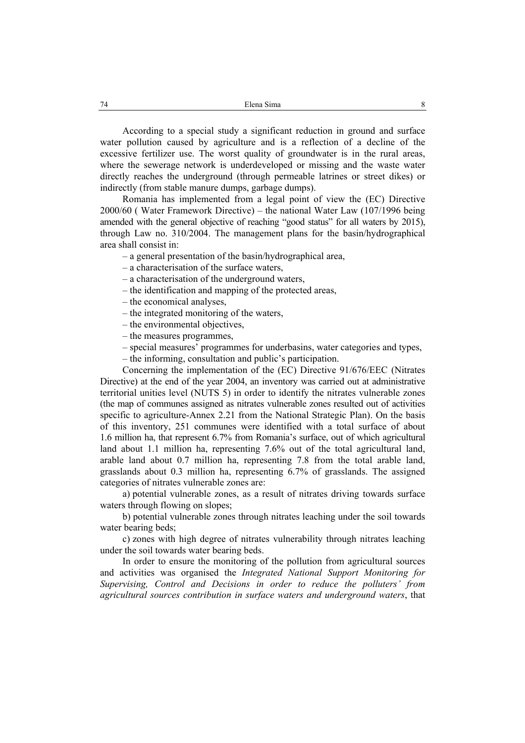According to a special study a significant reduction in ground and surface water pollution caused by agriculture and is a reflection of a decline of the excessive fertilizer use. The worst quality of groundwater is in the rural areas, where the sewerage network is underdeveloped or missing and the waste water directly reaches the underground (through permeable latrines or street dikes) or indirectly (from stable manure dumps, garbage dumps).

Romania has implemented from a legal point of view the (EC) Directive 2000/60 ( Water Framework Directive) – the national Water Law (107/1996 being amended with the general objective of reaching "good status" for all waters by 2015), through Law no. 310/2004. The management plans for the basin/hydrographical area shall consist in:

– a general presentation of the basin/hydrographical area,
– a characterisation of the surface waters,
– a characterisation of the underground waters,
– the identification and mapping of the protected areas,
– the economical analyses,
– the integrated monitoring of the waters,
– the environmental objectives,
– the measures programmes,
– special measures' programmes for underbasins, water categories and types,
– the informing, consultation and public's participation.

Concerning the implementation of the (EC) Directive 91/676/EEC (Nitrates Directive) at the end of the year 2004, an inventory was carried out at administrative territorial unities level (NUTS 5) in order to identify the nitrates vulnerable zones (the map of communes assigned as nitrates vulnerable zones resulted out of activities specific to agriculture-Annex 2.21 from the National Strategic Plan). On the basis of this inventory, 251 communes were identified with a total surface of about 1.6 million ha, that represent 6.7% from Romania's surface, out of which agricultural land about 1.1 million ha, representing 7.6% out of the total agricultural land, arable land about 0.7 million ha, representing 7.8 from the total arable land, grasslands about 0.3 million ha, representing 6.7% of grasslands. The assigned categories of nitrates vulnerable zones are:

a) potential vulnerable zones, as a result of nitrates driving towards surface waters through flowing on slopes;

b) potential vulnerable zones through nitrates leaching under the soil towards water bearing beds;

c) zones with high degree of nitrates vulnerability through nitrates leaching under the soil towards water bearing beds.

In order to ensure the monitoring of the pollution from agricultural sources and activities was organised the *Integrated National Support Monitoring for Supervising, Control and Decisions in order to reduce the polluters' from agricultural sources contribution in surface waters and underground waters*, that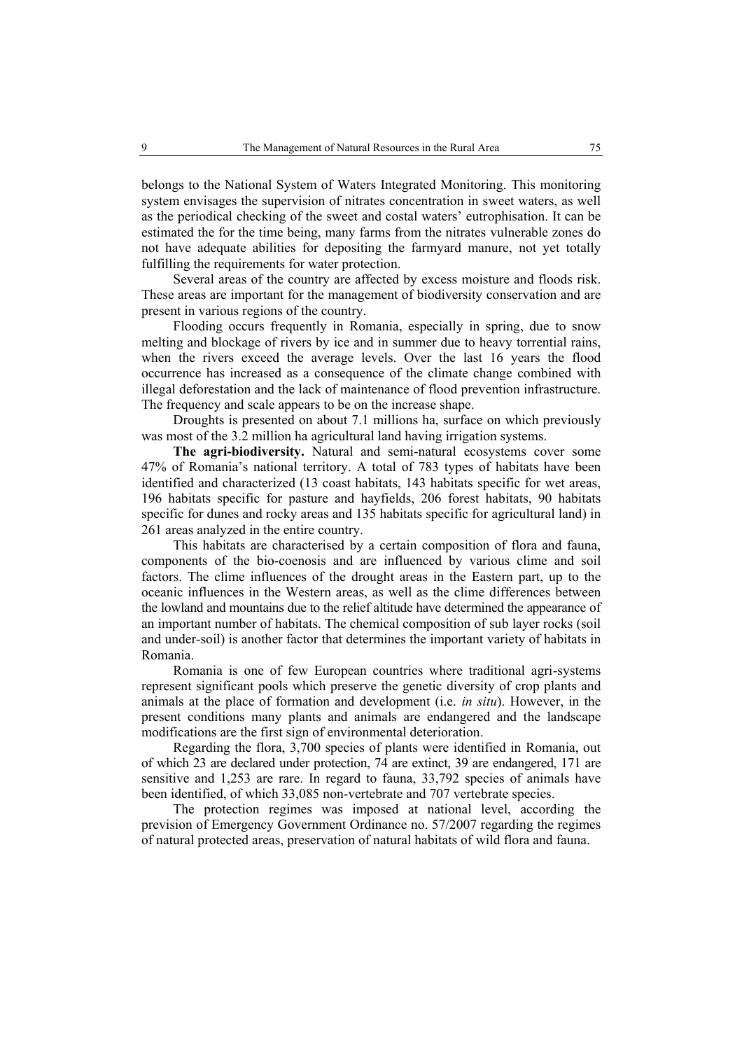belongs to the National System of Waters Integrated Monitoring. This monitoring system envisages the supervision of nitrates concentration in sweet waters, as well as the periodical checking of the sweet and costal waters' eutrophisation. It can be estimated the for the time being, many farms from the nitrates vulnerable zones do not have adequate abilities for depositing the farmyard manure, not yet totally fulfilling the requirements for water protection.

Several areas of the country are affected by excess moisture and floods risk. These areas are important for the management of biodiversity conservation and are present in various regions of the country.

Flooding occurs frequently in Romania, especially in spring, due to snow melting and blockage of rivers by ice and in summer due to heavy torrential rains, when the rivers exceed the average levels. Over the last 16 years the flood occurrence has increased as a consequence of the climate change combined with illegal deforestation and the lack of maintenance of flood prevention infrastructure. The frequency and scale appears to be on the increase shape.

Droughts is presented on about 7.1 millions ha, surface on which previously was most of the 3.2 million ha agricultural land having irrigation systems.

**The agri-biodiversity.** Natural and semi-natural ecosystems cover some 47% of Romania's national territory. A total of 783 types of habitats have been identified and characterized (13 coast habitats, 143 habitats specific for wet areas, 196 habitats specific for pasture and hayfields, 206 forest habitats, 90 habitats specific for dunes and rocky areas and 135 habitats specific for agricultural land) in 261 areas analyzed in the entire country.

This habitats are characterised by a certain composition of flora and fauna, components of the bio-coenosis and are influenced by various clime and soil factors. The clime influences of the drought areas in the Eastern part, up to the oceanic influences in the Western areas, as well as the clime differences between the lowland and mountains due to the relief altitude have determined the appearance of an important number of habitats. The chemical composition of sub layer rocks (soil and under-soil) is another factor that determines the important variety of habitats in Romania.

Romania is one of few European countries where traditional agri-systems represent significant pools which preserve the genetic diversity of crop plants and animals at the place of formation and development (i.e. *in situ*). However, in the present conditions many plants and animals are endangered and the landscape modifications are the first sign of environmental deterioration.

Regarding the flora, 3,700 species of plants were identified in Romania, out of which 23 are declared under protection, 74 are extinct, 39 are endangered, 171 are sensitive and 1,253 are rare. In regard to fauna, 33,792 species of animals have been identified, of which 33,085 non-vertebrate and 707 vertebrate species.

The protection regimes was imposed at national level, according the prevision of Emergency Government Ordinance no. 57/2007 regarding the regimes of natural protected areas, preservation of natural habitats of wild flora and fauna.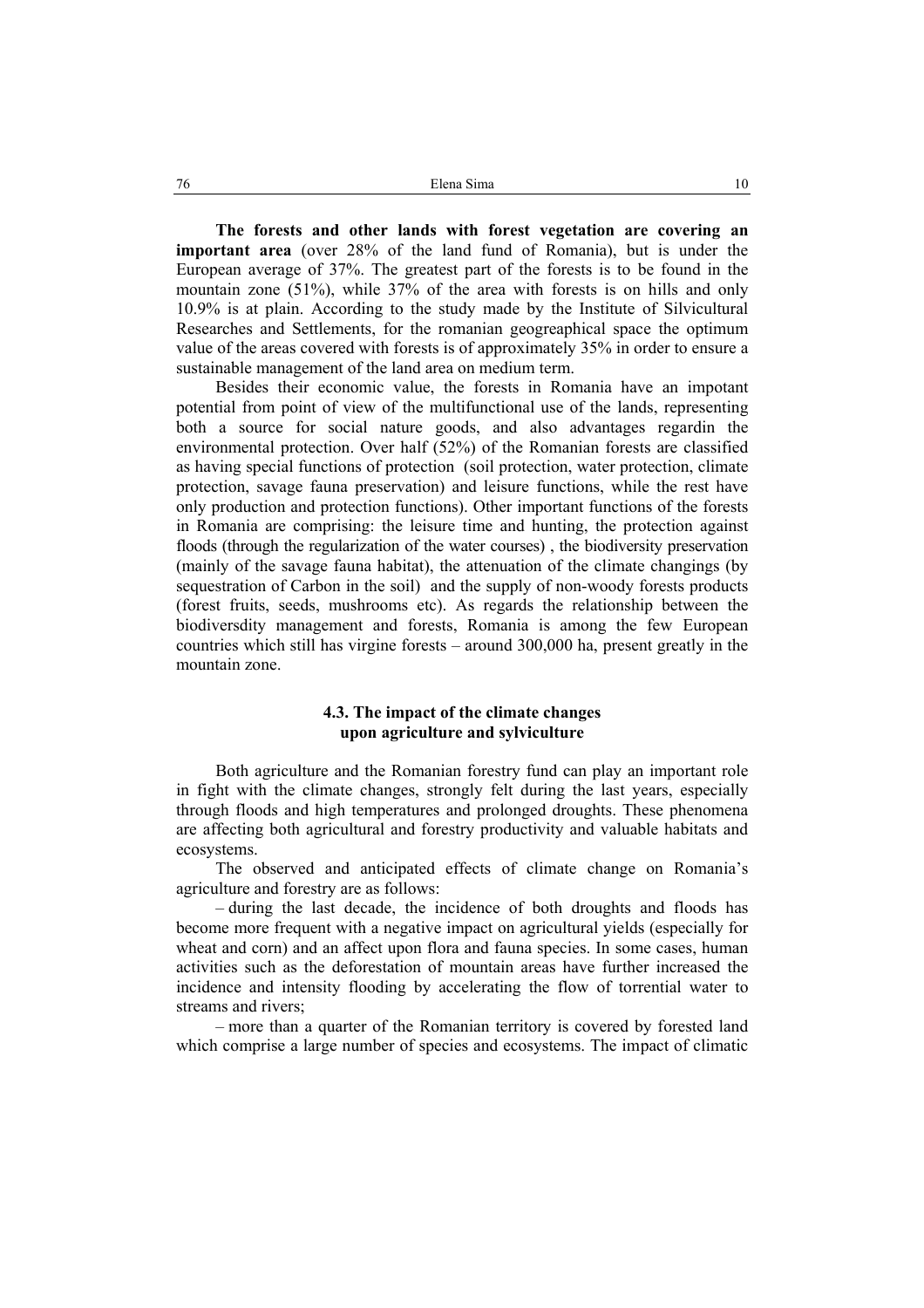**The forests and other lands with forest vegetation are covering an important area** (over 28% of the land fund of Romania), but is under the European average of 37%. The greatest part of the forests is to be found in the mountain zone (51%), while 37% of the area with forests is on hills and only 10.9% is at plain. According to the study made by the Institute of Silvicultural Researches and Settlements, for the romanian geogreaphical space the optimum value of the areas covered with forests is of approximately 35% in order to ensure a sustainable management of the land area on medium term.

Besides their economic value, the forests in Romania have an impotant potential from point of view of the multifunctional use of the lands, representing both a source for social nature goods, and also advantages regardin the environmental protection. Over half (52%) of the Romanian forests are classified as having special functions of protection (soil protection, water protection, climate protection, savage fauna preservation) and leisure functions, while the rest have only production and protection functions). Other important functions of the forests in Romania are comprising: the leisure time and hunting, the protection against floods (through the regularization of the water courses) , the biodiversity preservation (mainly of the savage fauna habitat), the attenuation of the climate changings (by sequestration of Carbon in the soil) and the supply of non-woody forests products (forest fruits, seeds, mushrooms etc). As regards the relationship between the biodiversdity management and forests, Romania is among the few European countries which still has virgine forests – around 300,000 ha, present greatly in the mountain zone.

### 4.3. The impact of the climate changes upon agriculture and sylviculture

Both agriculture and the Romanian forestry fund can play an important role in fight with the climate changes, strongly felt during the last years, especially through floods and high temperatures and prolonged droughts. These phenomena are affecting both agricultural and forestry productivity and valuable habitats and ecosystems.

The observed and anticipated effects of climate change on Romania's agriculture and forestry are as follows:

– during the last decade, the incidence of both droughts and floods has become more frequent with a negative impact on agricultural yields (especially for wheat and corn) and an affect upon flora and fauna species. In some cases, human activities such as the deforestation of mountain areas have further increased the incidence and intensity flooding by accelerating the flow of torrential water to streams and rivers;

– more than a quarter of the Romanian territory is covered by forested land which comprise a large number of species and ecosystems. The impact of climatic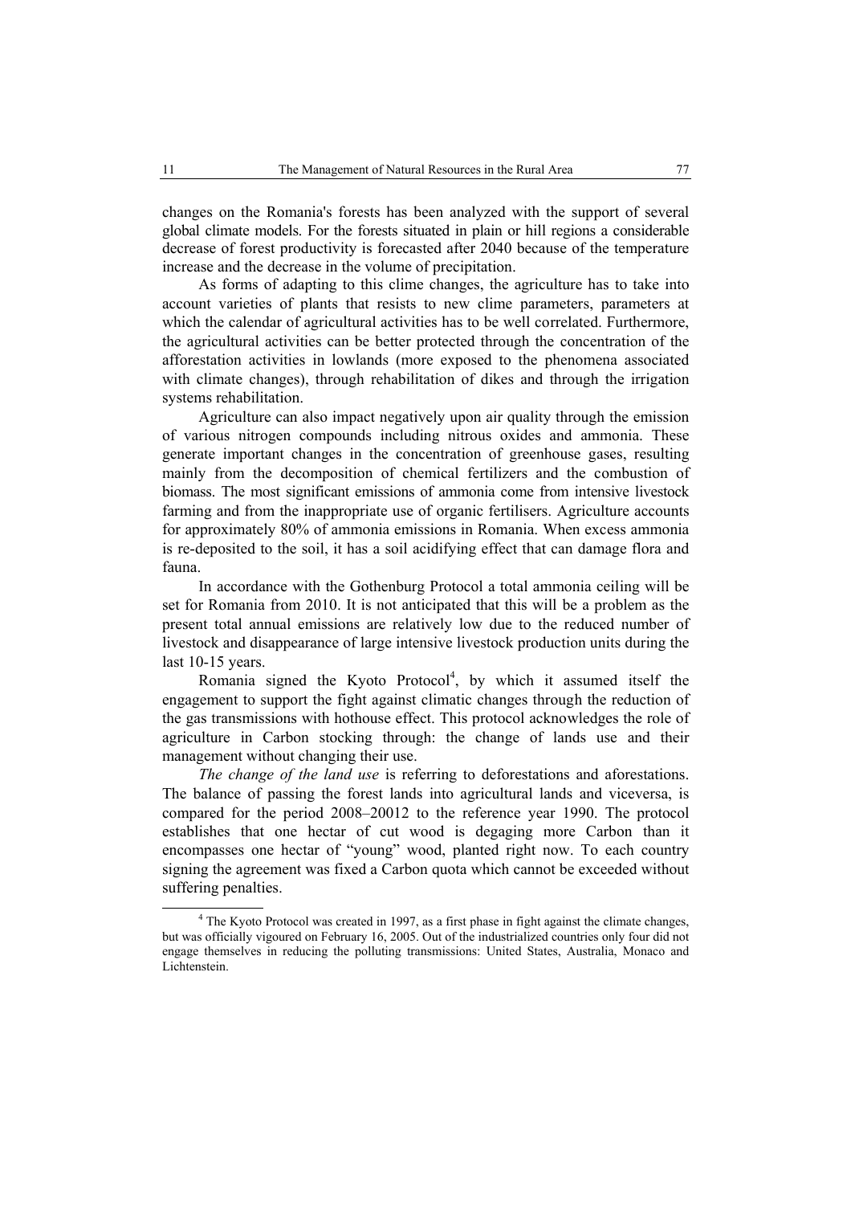changes on the Romania's forests has been analyzed with the support of several global climate models. For the forests situated in plain or hill regions a considerable decrease of forest productivity is forecasted after 2040 because of the temperature increase and the decrease in the volume of precipitation.

As forms of adapting to this clime changes, the agriculture has to take into account varieties of plants that resists to new clime parameters, parameters at which the calendar of agricultural activities has to be well correlated. Furthermore, the agricultural activities can be better protected through the concentration of the afforestation activities in lowlands (more exposed to the phenomena associated with climate changes), through rehabilitation of dikes and through the irrigation systems rehabilitation.

Agriculture can also impact negatively upon air quality through the emission of various nitrogen compounds including nitrous oxides and ammonia. These generate important changes in the concentration of greenhouse gases, resulting mainly from the decomposition of chemical fertilizers and the combustion of biomass. The most significant emissions of ammonia come from intensive livestock farming and from the inappropriate use of organic fertilisers. Agriculture accounts for approximately 80% of ammonia emissions in Romania. When excess ammonia is re-deposited to the soil, it has a soil acidifying effect that can damage flora and fauna.

In accordance with the Gothenburg Protocol a total ammonia ceiling will be set for Romania from 2010. It is not anticipated that this will be a problem as the present total annual emissions are relatively low due to the reduced number of livestock and disappearance of large intensive livestock production units during the last 10-15 years.

Romania signed the Kyoto Protocol[4], by which it assumed itself the engagement to support the fight against climatic changes through the reduction of the gas transmissions with hothouse effect. This protocol acknowledges the role of agriculture in Carbon stocking through: the change of lands use and their management without changing their use.

*The change of the land use* is referring to deforestations and aforestations. The balance of passing the forest lands into agricultural lands and viceversa, is compared for the period 2008–20012 to the reference year 1990. The protocol establishes that one hectar of cut wood is degaging more Carbon than it encompasses one hectar of "young" wood, planted right now. To each country signing the agreement was fixed a Carbon quota which cannot be exceeded without suffering penalties.

---

[4] The Kyoto Protocol was created in 1997, as a first phase in fight against the climate changes, but was officially vigoured on February 16, 2005. Out of the industrialized countries only four did not engage themselves in reducing the polluting transmissions: United States, Australia, Monaco and Lichtenstein.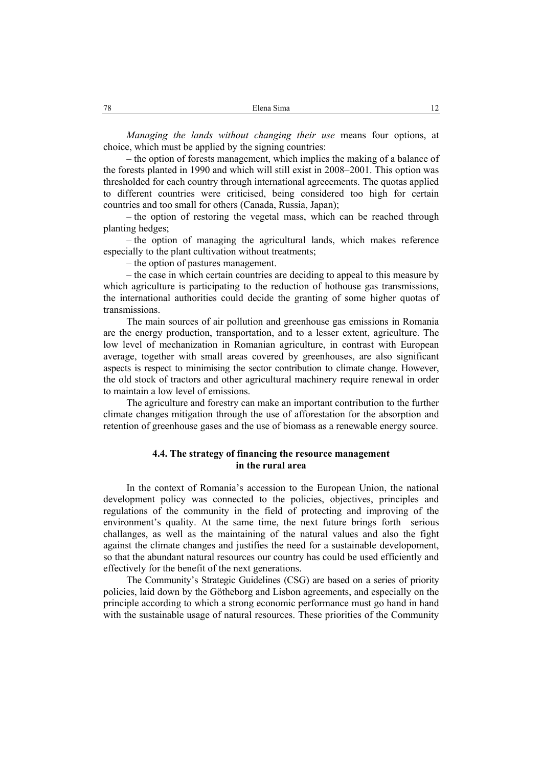*Managing the lands without changing their use* means four options, at choice, which must be applied by the signing countries:

– the option of forests management, which implies the making of a balance of the forests planted in 1990 and which will still exist in 2008–2001. This option was thresholded for each country through international agreeements. The quotas applied to different countries were criticised, being considered too high for certain countries and too small for others (Canada, Russia, Japan);

– the option of restoring the vegetal mass, which can be reached through planting hedges;

– the option of managing the agricultural lands, which makes reference especially to the plant cultivation without treatments;

– the option of pastures management.

– the case in which certain countries are deciding to appeal to this measure by which agriculture is participating to the reduction of hothouse gas transmissions, the international authorities could decide the granting of some higher quotas of transmissions.

The main sources of air pollution and greenhouse gas emissions in Romania are the energy production, transportation, and to a lesser extent, agriculture. The low level of mechanization in Romanian agriculture, in contrast with European average, together with small areas covered by greenhouses, are also significant aspects is respect to minimising the sector contribution to climate change. However, the old stock of tractors and other agricultural machinery require renewal in order to maintain a low level of emissions.

The agriculture and forestry can make an important contribution to the further climate changes mitigation through the use of afforestation for the absorption and retention of greenhouse gases and the use of biomass as a renewable energy source.

### 4.4. The strategy of financing the resource management in the rural area

In the context of Romania's accession to the European Union, the national development policy was connected to the policies, objectives, principles and regulations of the community in the field of protecting and improving of the environment's quality. At the same time, the next future brings forth serious challanges, as well as the maintaining of the natural values and also the fight against the climate changes and justifies the need for a sustainable developoment, so that the abundant natural resources our country has could be used efficiently and effectively for the benefit of the next generations.

The Community's Strategic Guidelines (CSG) are based on a series of priority policies, laid down by the Götheborg and Lisbon agreements, and especially on the principle according to which a strong economic performance must go hand in hand with the sustainable usage of natural resources. These priorities of the Community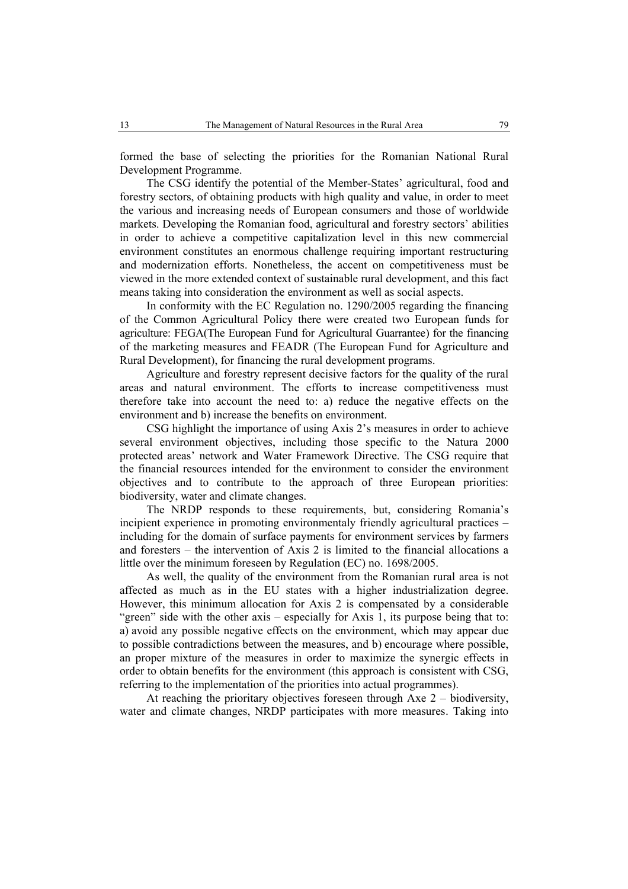formed the base of selecting the priorities for the Romanian National Rural Development Programme.

The CSG identify the potential of the Member-States' agricultural, food and forestry sectors, of obtaining products with high quality and value, in order to meet the various and increasing needs of European consumers and those of worldwide markets. Developing the Romanian food, agricultural and forestry sectors' abilities in order to achieve a competitive capitalization level in this new commercial environment constitutes an enormous challenge requiring important restructuring and modernization efforts. Nonetheless, the accent on competitiveness must be viewed in the more extended context of sustainable rural development, and this fact means taking into consideration the environment as well as social aspects.

In conformity with the EC Regulation no. 1290/2005 regarding the financing of the Common Agricultural Policy there were created two European funds for agriculture: FEGA(The European Fund for Agricultural Guarrantee) for the financing of the marketing measures and FEADR (The European Fund for Agriculture and Rural Development), for financing the rural development programs.

Agriculture and forestry represent decisive factors for the quality of the rural areas and natural environment. The efforts to increase competitiveness must therefore take into account the need to: a) reduce the negative effects on the environment and b) increase the benefits on environment.

CSG highlight the importance of using Axis 2's measures in order to achieve several environment objectives, including those specific to the Natura 2000 protected areas' network and Water Framework Directive. The CSG require that the financial resources intended for the environment to consider the environment objectives and to contribute to the approach of three European priorities: biodiversity, water and climate changes.

The NRDP responds to these requirements, but, considering Romania's incipient experience in promoting environmentaly friendly agricultural practices – including for the domain of surface payments for environment services by farmers and foresters – the intervention of Axis 2 is limited to the financial allocations a little over the minimum foreseen by Regulation (EC) no. 1698/2005.

As well, the quality of the environment from the Romanian rural area is not affected as much as in the EU states with a higher industrialization degree. However, this minimum allocation for Axis 2 is compensated by a considerable "green" side with the other axis – especially for Axis 1, its purpose being that to: a) avoid any possible negative effects on the environment, which may appear due to possible contradictions between the measures, and b) encourage where possible, an proper mixture of the measures in order to maximize the synergic effects in order to obtain benefits for the environment (this approach is consistent with CSG, referring to the implementation of the priorities into actual programmes).

At reaching the prioritary objectives foreseen through Axe 2 – biodiversity, water and climate changes, NRDP participates with more measures. Taking into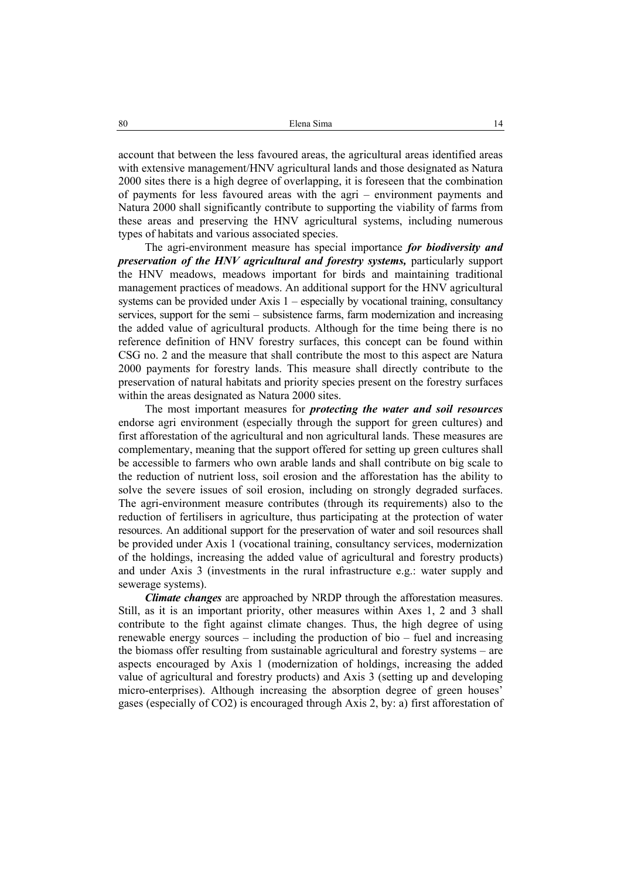account that between the less favoured areas, the agricultural areas identified areas with extensive management/HNV agricultural lands and those designated as Natura 2000 sites there is a high degree of overlapping, it is foreseen that the combination of payments for less favoured areas with the agri – environment payments and Natura 2000 shall significantly contribute to supporting the viability of farms from these areas and preserving the HNV agricultural systems, including numerous types of habitats and various associated species.

The agri-environment measure has special importance ***for biodiversity and preservation of the HNV agricultural and forestry systems,*** particularly support the HNV meadows, meadows important for birds and maintaining traditional management practices of meadows. An additional support for the HNV agricultural systems can be provided under Axis 1 – especially by vocational training, consultancy services, support for the semi – subsistence farms, farm modernization and increasing the added value of agricultural products. Although for the time being there is no reference definition of HNV forestry surfaces, this concept can be found within CSG no. 2 and the measure that shall contribute the most to this aspect are Natura 2000 payments for forestry lands. This measure shall directly contribute to the preservation of natural habitats and priority species present on the forestry surfaces within the areas designated as Natura 2000 sites.

The most important measures for ***protecting the water and soil resources*** endorse agri environment (especially through the support for green cultures) and first afforestation of the agricultural and non agricultural lands. These measures are complementary, meaning that the support offered for setting up green cultures shall be accessible to farmers who own arable lands and shall contribute on big scale to the reduction of nutrient loss, soil erosion and the afforestation has the ability to solve the severe issues of soil erosion, including on strongly degraded surfaces. The agri-environment measure contributes (through its requirements) also to the reduction of fertilisers in agriculture, thus participating at the protection of water resources. An additional support for the preservation of water and soil resources shall be provided under Axis 1 (vocational training, consultancy services, modernization of the holdings, increasing the added value of agricultural and forestry products) and under Axis 3 (investments in the rural infrastructure e.g.: water supply and sewerage systems).

***Climate changes*** are approached by NRDP through the afforestation measures. Still, as it is an important priority, other measures within Axes 1, 2 and 3 shall contribute to the fight against climate changes. Thus, the high degree of using renewable energy sources – including the production of bio – fuel and increasing the biomass offer resulting from sustainable agricultural and forestry systems – are aspects encouraged by Axis 1 (modernization of holdings, increasing the added value of agricultural and forestry products) and Axis 3 (setting up and developing micro-enterprises). Although increasing the absorption degree of green houses' gases (especially of $CO_2$) is encouraged through Axis 2, by: a) first afforestation of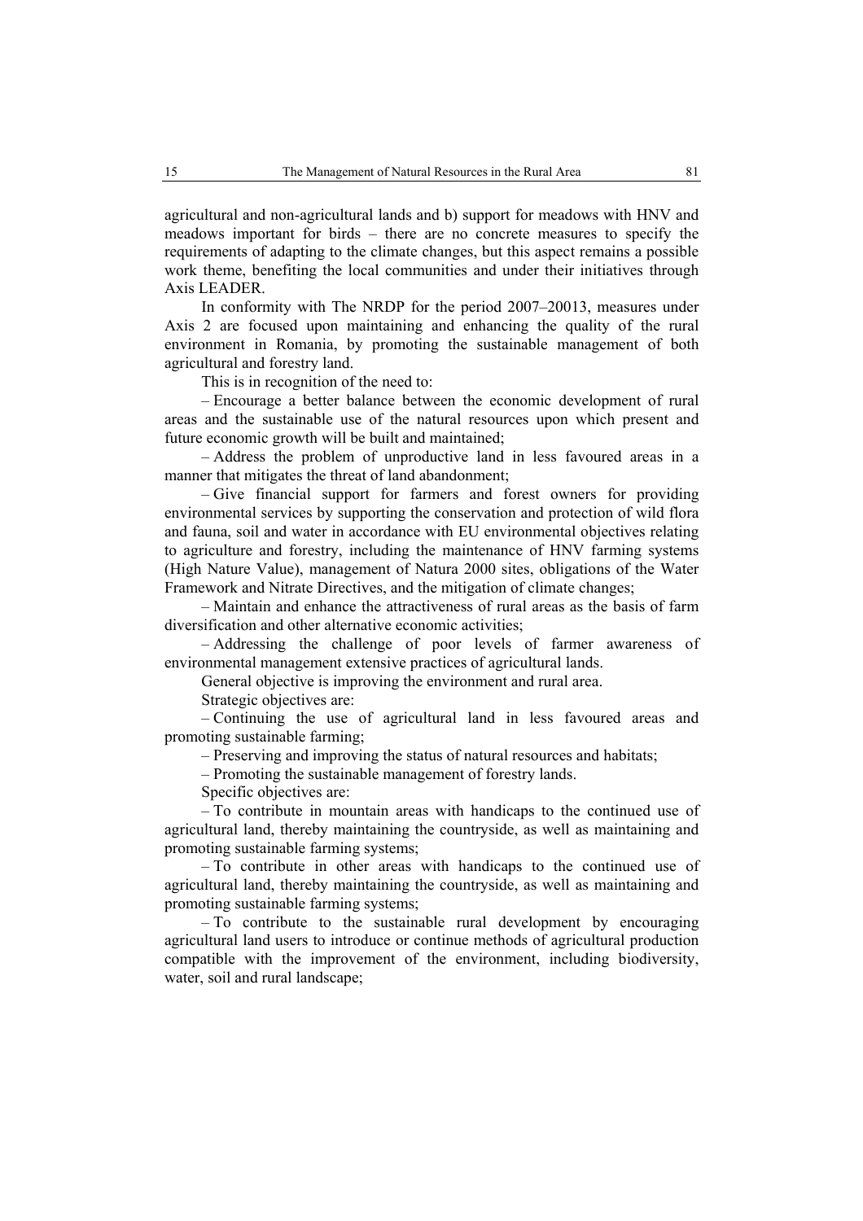agricultural and non-agricultural lands and b) support for meadows with HNV and meadows important for birds – there are no concrete measures to specify the requirements of adapting to the climate changes, but this aspect remains a possible work theme, benefiting the local communities and under their initiatives through Axis LEADER.

In conformity with The NRDP for the period 2007–20013, measures under Axis 2 are focused upon maintaining and enhancing the quality of the rural environment in Romania, by promoting the sustainable management of both agricultural and forestry land.

This is in recognition of the need to:

– Encourage a better balance between the economic development of rural areas and the sustainable use of the natural resources upon which present and future economic growth will be built and maintained;

– Address the problem of unproductive land in less favoured areas in a manner that mitigates the threat of land abandonment;

– Give financial support for farmers and forest owners for providing environmental services by supporting the conservation and protection of wild flora and fauna, soil and water in accordance with EU environmental objectives relating to agriculture and forestry, including the maintenance of HNV farming systems (High Nature Value), management of Natura 2000 sites, obligations of the Water Framework and Nitrate Directives, and the mitigation of climate changes;

– Maintain and enhance the attractiveness of rural areas as the basis of farm diversification and other alternative economic activities;

– Addressing the challenge of poor levels of farmer awareness of environmental management extensive practices of agricultural lands.

General objective is improving the environment and rural area.

Strategic objectives are:

– Continuing the use of agricultural land in less favoured areas and promoting sustainable farming;

– Preserving and improving the status of natural resources and habitats;

– Promoting the sustainable management of forestry lands.

Specific objectives are:

– To contribute in mountain areas with handicaps to the continued use of agricultural land, thereby maintaining the countryside, as well as maintaining and promoting sustainable farming systems;

– To contribute in other areas with handicaps to the continued use of agricultural land, thereby maintaining the countryside, as well as maintaining and promoting sustainable farming systems;

– To contribute to the sustainable rural development by encouraging agricultural land users to introduce or continue methods of agricultural production compatible with the improvement of the environment, including biodiversity, water, soil and rural landscape;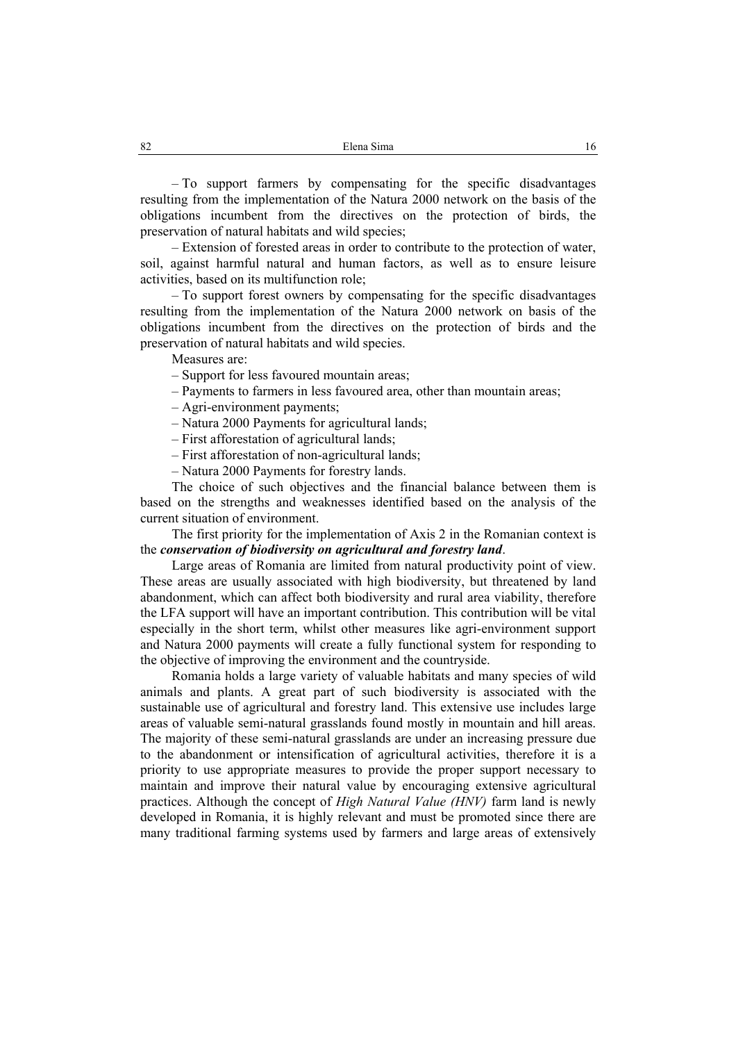– To support farmers by compensating for the specific disadvantages resulting from the implementation of the Natura 2000 network on the basis of the obligations incumbent from the directives on the protection of birds, the preservation of natural habitats and wild species;

– Extension of forested areas in order to contribute to the protection of water, soil, against harmful natural and human factors, as well as to ensure leisure activities, based on its multifunction role;

– To support forest owners by compensating for the specific disadvantages resulting from the implementation of the Natura 2000 network on basis of the obligations incumbent from the directives on the protection of birds and the preservation of natural habitats and wild species.

Measures are:

– Support for less favoured mountain areas;

– Payments to farmers in less favoured area, other than mountain areas;

– Agri-environment payments;

– Natura 2000 Payments for agricultural lands;

– First afforestation of agricultural lands;

– First afforestation of non-agricultural lands;

– Natura 2000 Payments for forestry lands.

The choice of such objectives and the financial balance between them is based on the strengths and weaknesses identified based on the analysis of the current situation of environment.

The first priority for the implementation of Axis 2 in the Romanian context is the ***conservation of biodiversity on agricultural and forestry land***.

Large areas of Romania are limited from natural productivity point of view. These areas are usually associated with high biodiversity, but threatened by land abandonment, which can affect both biodiversity and rural area viability, therefore the LFA support will have an important contribution. This contribution will be vital especially in the short term, whilst other measures like agri-environment support and Natura 2000 payments will create a fully functional system for responding to the objective of improving the environment and the countryside.

Romania holds a large variety of valuable habitats and many species of wild animals and plants. A great part of such biodiversity is associated with the sustainable use of agricultural and forestry land. This extensive use includes large areas of valuable semi-natural grasslands found mostly in mountain and hill areas. The majority of these semi-natural grasslands are under an increasing pressure due to the abandonment or intensification of agricultural activities, therefore it is a priority to use appropriate measures to provide the proper support necessary to maintain and improve their natural value by encouraging extensive agricultural practices. Although the concept of *High Natural Value (HNV)* farm land is newly developed in Romania, it is highly relevant and must be promoted since there are many traditional farming systems used by farmers and large areas of extensively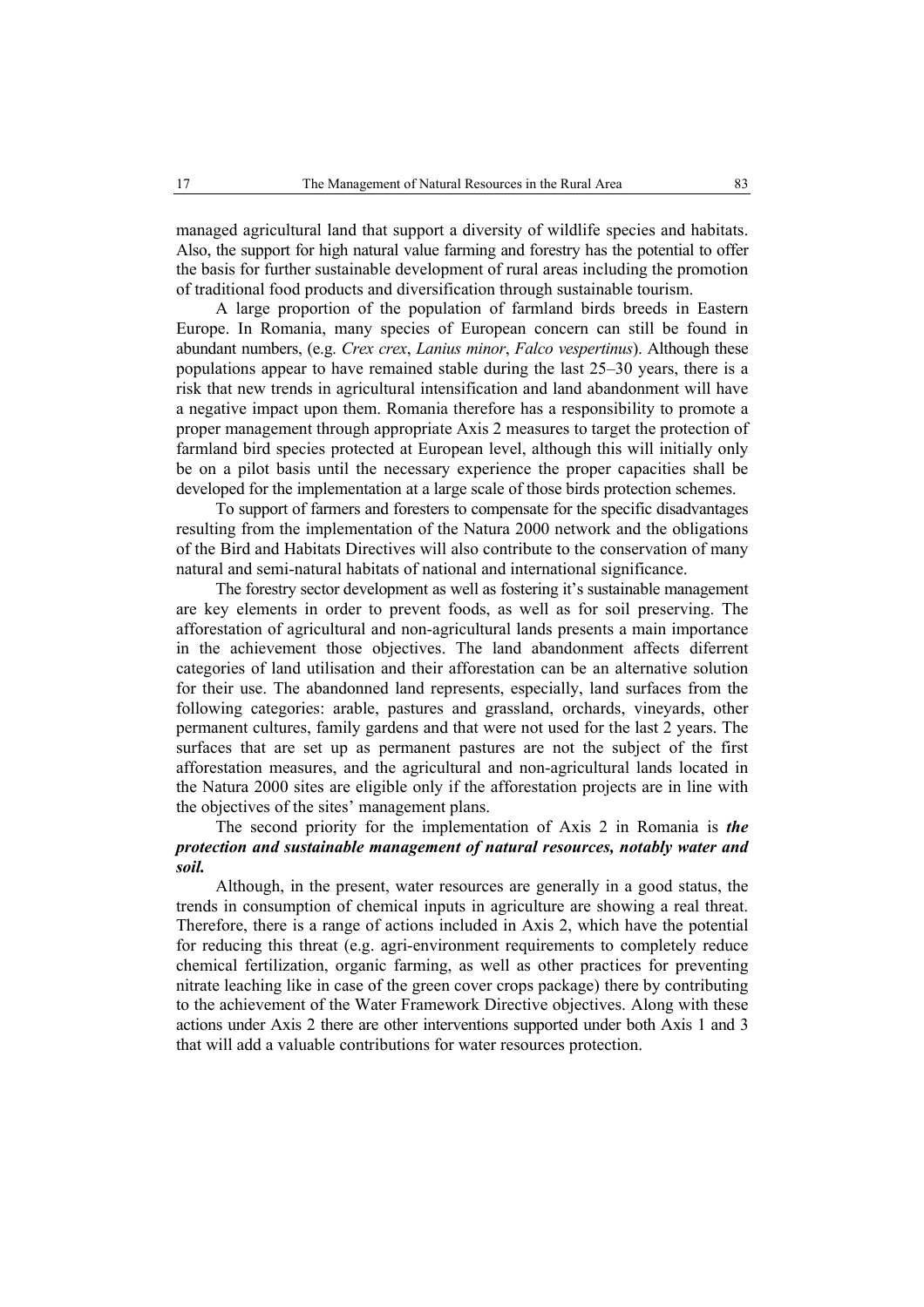managed agricultural land that support a diversity of wildlife species and habitats. Also, the support for high natural value farming and forestry has the potential to offer the basis for further sustainable development of rural areas including the promotion of traditional food products and diversification through sustainable tourism.

A large proportion of the population of farmland birds breeds in Eastern Europe. In Romania, many species of European concern can still be found in abundant numbers, (e.g. *Crex crex*, *Lanius minor*, *Falco vespertinus*). Although these populations appear to have remained stable during the last 25–30 years, there is a risk that new trends in agricultural intensification and land abandonment will have a negative impact upon them. Romania therefore has a responsibility to promote a proper management through appropriate Axis 2 measures to target the protection of farmland bird species protected at European level, although this will initially only be on a pilot basis until the necessary experience the proper capacities shall be developed for the implementation at a large scale of those birds protection schemes.

To support of farmers and foresters to compensate for the specific disadvantages resulting from the implementation of the Natura 2000 network and the obligations of the Bird and Habitats Directives will also contribute to the conservation of many natural and semi-natural habitats of national and international significance.

The forestry sector development as well as fostering it's sustainable management are key elements in order to prevent foods, as well as for soil preserving. The afforestation of agricultural and non-agricultural lands presents a main importance in the achievement those objectives. The land abandonment affects diferrent categories of land utilisation and their afforestation can be an alternative solution for their use. The abandonned land represents, especially, land surfaces from the following categories: arable, pastures and grassland, orchards, vineyards, other permanent cultures, family gardens and that were not used for the last 2 years. The surfaces that are set up as permanent pastures are not the subject of the first afforestation measures, and the agricultural and non-agricultural lands located in the Natura 2000 sites are eligible only if the afforestation projects are in line with the objectives of the sites' management plans.

The second priority for the implementation of Axis 2 in Romania is ***the protection and sustainable management of natural resources, notably water and soil.***

Although, in the present, water resources are generally in a good status, the trends in consumption of chemical inputs in agriculture are showing a real threat. Therefore, there is a range of actions included in Axis 2, which have the potential for reducing this threat (e.g. agri-environment requirements to completely reduce chemical fertilization, organic farming, as well as other practices for preventing nitrate leaching like in case of the green cover crops package) there by contributing to the achievement of the Water Framework Directive objectives. Along with these actions under Axis 2 there are other interventions supported under both Axis 1 and 3 that will add a valuable contributions for water resources protection.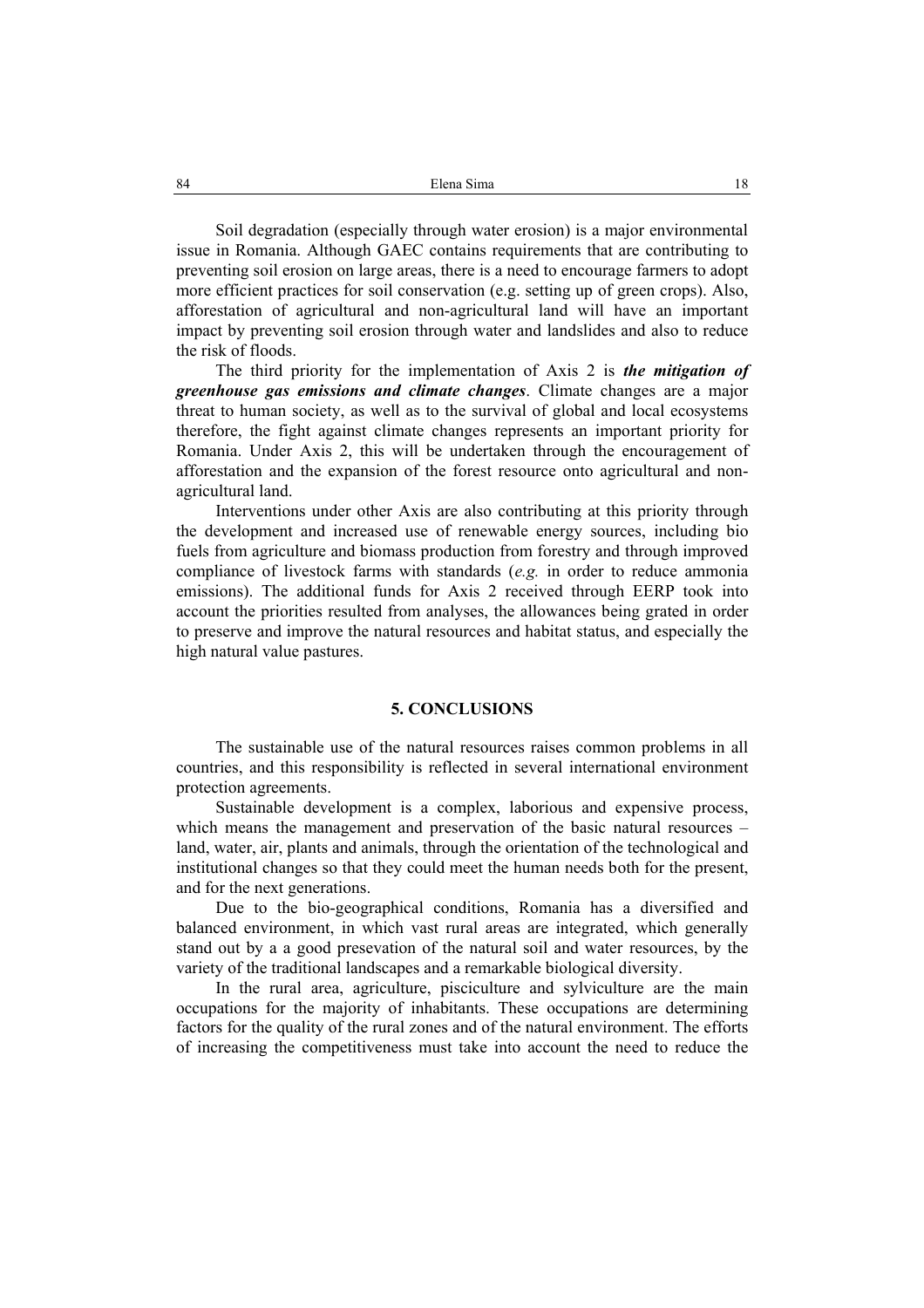Soil degradation (especially through water erosion) is a major environmental issue in Romania. Although GAEC contains requirements that are contributing to preventing soil erosion on large areas, there is a need to encourage farmers to adopt more efficient practices for soil conservation (e.g. setting up of green crops). Also, afforestation of agricultural and non-agricultural land will have an important impact by preventing soil erosion through water and landslides and also to reduce the risk of floods.

The third priority for the implementation of Axis 2 is ***the mitigation of greenhouse gas emissions and climate changes***. Climate changes are a major threat to human society, as well as to the survival of global and local ecosystems therefore, the fight against climate changes represents an important priority for Romania. Under Axis 2, this will be undertaken through the encouragement of afforestation and the expansion of the forest resource onto agricultural and non-agricultural land.

Interventions under other Axis are also contributing at this priority through the development and increased use of renewable energy sources, including bio fuels from agriculture and biomass production from forestry and through improved compliance of livestock farms with standards (*e.g.* in order to reduce ammonia emissions). The additional funds for Axis 2 received through EERP took into account the priorities resulted from analyses, the allowances being grated in order to preserve and improve the natural resources and habitat status, and especially the high natural value pastures.

## 5. CONCLUSIONS

The sustainable use of the natural resources raises common problems in all countries, and this responsibility is reflected in several international environment protection agreements.

Sustainable development is a complex, laborious and expensive process, which means the management and preservation of the basic natural resources – land, water, air, plants and animals, through the orientation of the technological and institutional changes so that they could meet the human needs both for the present, and for the next generations.

Due to the bio-geographical conditions, Romania has a diversified and balanced environment, in which vast rural areas are integrated, which generally stand out by a a good presevation of the natural soil and water resources, by the variety of the traditional landscapes and a remarkable biological diversity.

In the rural area, agriculture, pisciculture and sylviculture are the main occupations for the majority of inhabitants. These occupations are determining factors for the quality of the rural zones and of the natural environment. The efforts of increasing the competitiveness must take into account the need to reduce the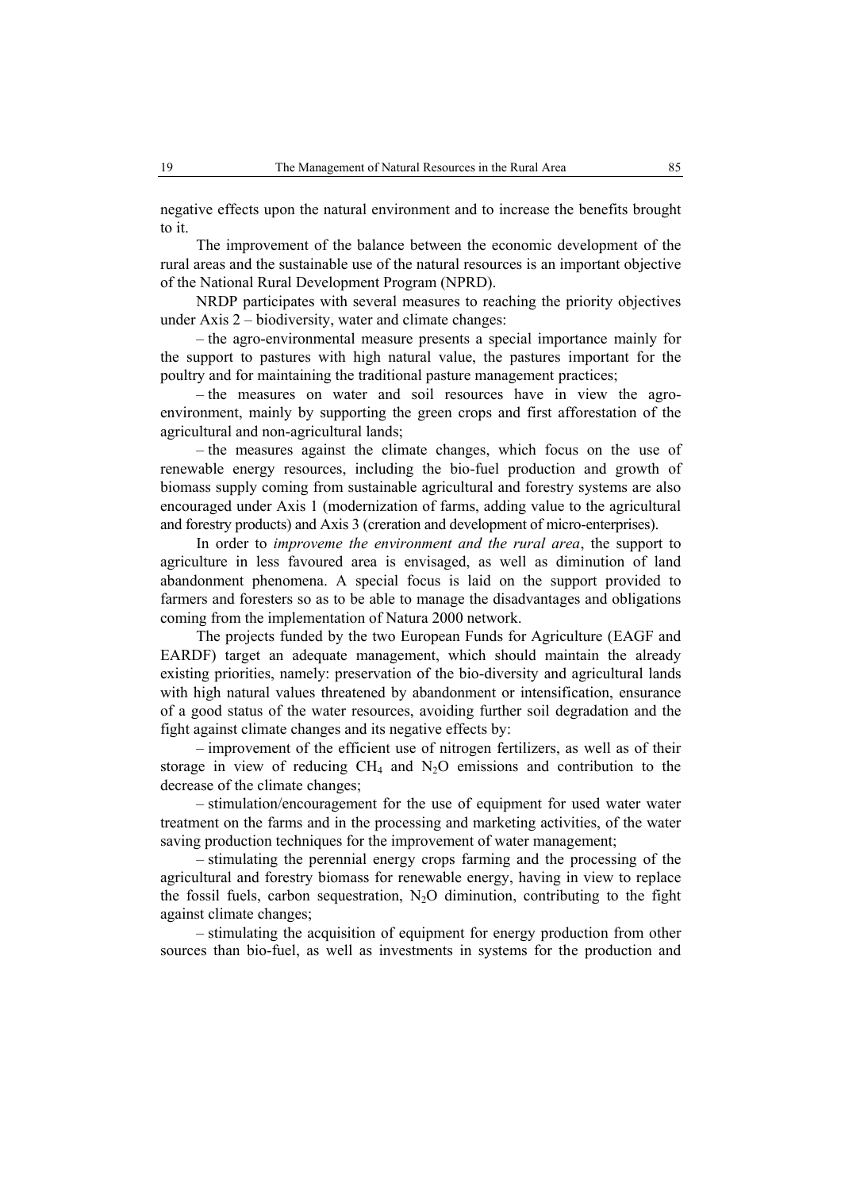negative effects upon the natural environment and to increase the benefits brought to it.

The improvement of the balance between the economic development of the rural areas and the sustainable use of the natural resources is an important objective of the National Rural Development Program (NPRD).

NRDP participates with several measures to reaching the priority objectives under Axis 2 – biodiversity, water and climate changes:

– the agro-environmental measure presents a special importance mainly for the support to pastures with high natural value, the pastures important for the poultry and for maintaining the traditional pasture management practices;

– the measures on water and soil resources have in view the agro-environment, mainly by supporting the green crops and first afforestation of the agricultural and non-agricultural lands;

– the measures against the climate changes, which focus on the use of renewable energy resources, including the bio-fuel production and growth of biomass supply coming from sustainable agricultural and forestry systems are also encouraged under Axis 1 (modernization of farms, adding value to the agricultural and forestry products) and Axis 3 (creration and development of micro-enterprises).

In order to *improveme the environment and the rural area*, the support to agriculture in less favoured area is envisaged, as well as diminution of land abandonment phenomena. A special focus is laid on the support provided to farmers and foresters so as to be able to manage the disadvantages and obligations coming from the implementation of Natura 2000 network.

The projects funded by the two European Funds for Agriculture (EAGF and EARDF) target an adequate management, which should maintain the already existing priorities, namely: preservation of the bio-diversity and agricultural lands with high natural values threatened by abandonment or intensification, ensurance of a good status of the water resources, avoiding further soil degradation and the fight against climate changes and its negative effects by:

– improvement of the efficient use of nitrogen fertilizers, as well as of their storage in view of reducing $CH_4$ and $N_2O$ emissions and contribution to the decrease of the climate changes;

– stimulation/encouragement for the use of equipment for used water water treatment on the farms and in the processing and marketing activities, of the water saving production techniques for the improvement of water management;

– stimulating the perennial energy crops farming and the processing of the agricultural and forestry biomass for renewable energy, having in view to replace the fossil fuels, carbon sequestration, $N_2O$ diminution, contributing to the fight against climate changes;

– stimulating the acquisition of equipment for energy production from other sources than bio-fuel, as well as investments in systems for the production and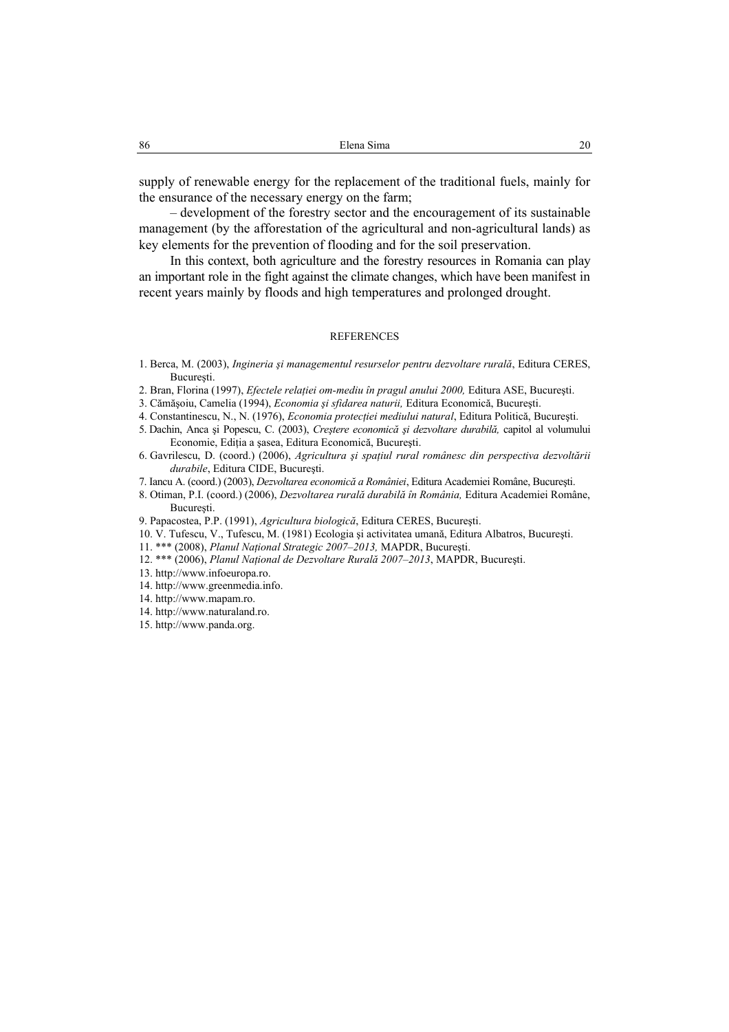supply of renewable energy for the replacement of the traditional fuels, mainly for the ensurance of the necessary energy on the farm;

– development of the forestry sector and the encouragement of its sustainable management (by the afforestation of the agricultural and non-agricultural lands) as key elements for the prevention of flooding and for the soil preservation.

In this context, both agriculture and the forestry resources in Romania can play an important role in the fight against the climate changes, which have been manifest in recent years mainly by floods and high temperatures and prolonged drought.

## REFERENCES

1. Berca, M. (2003), *Ingineria şi managementul resurselor pentru dezvoltare rurală*, Editura CERES, Bucureşti.
2. Bran, Florina (1997), *Efectele relației om-mediu în pragul anului 2000,* Editura ASE, Bucureşti.
3. Cămăşoiu, Camelia (1994), *Economia şi sfidarea naturii,* Editura Economică, Bucureşti.
4. Constantinescu, N., N. (1976), *Economia protecției mediului natural*, Editura Politică, Bucureşti.
5. Dachin, Anca şi Popescu, C. (2003), *Creştere economică şi dezvoltare durabilă,* capitol al volumului Economie, Ediția a şasea, Editura Economică, Bucureşti.
6. Gavrilescu, D. (coord.) (2006), *Agricultura şi spațiul rural românesc din perspectiva dezvoltării durabile*, Editura CIDE, Bucureşti.
7. Iancu A. (coord.) (2003), *Dezvoltarea economică a României*, Editura Academiei Române, Bucureşti.
8. Otiman, P.I. (coord.) (2006), *Dezvoltarea rurală durabilă în România,* Editura Academiei Române, Bucureşti.
9. Papacostea, P.P. (1991), *Agricultura biologică*, Editura CERES, Bucureşti.
10. V. Tufescu, V., Tufescu, M. (1981) Ecologia şi activitatea umană, Editura Albatros, Bucureşti.
11. *** (2008), *Planul Național Strategic 2007–2013,* MAPDR, Bucureşti.
12. *** (2006), *Planul Național de Dezvoltare Rurală 2007–2013*, MAPDR, Bucureşti.
13. http://www.infoeuropa.ro.
14. http://www.greenmedia.info.
14. http://www.mapam.ro.
14. http://www.naturaland.ro.
15. http://www.panda.org.